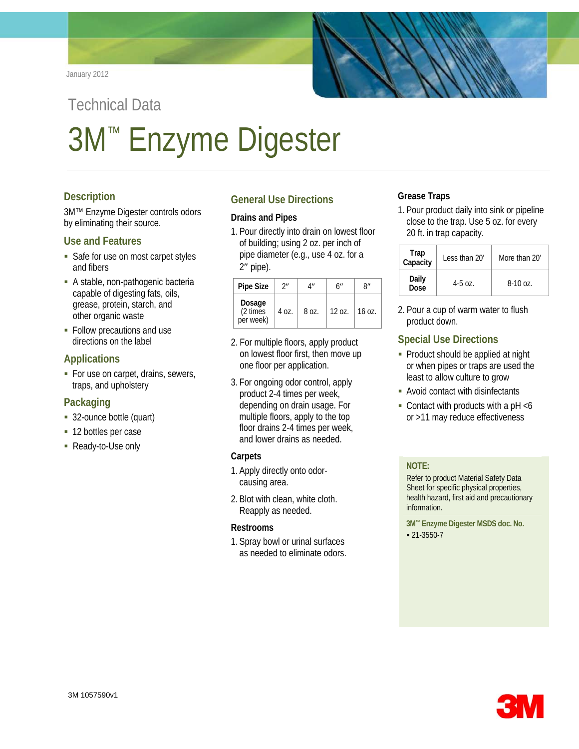January 2012

Technical Data

# 3M™ Enzyme Digester

## Description

3M™ Enzyme Digester controls odors by eliminating their source.

## Use and Features

- Safe for use on most carpet styles and fibers
- A stable, non-pathogenic bacteria capable of digesting fats, oils, grease, protein, starch, and other organic waste
- Follow precautions and use directions on the label

## Applications

- For use on carpet, drains, sewers, traps, and upholstery

## Packaging

- 32-ounce bottle (quart)
- 12 bottles per case
- Ready-to-Use only

## General Use Directions

### Drains and Pipes

1. Pour directly into drain on lowest floor of building; using 2 oz. per inch of pipe diameter (e.g., use 4 oz. for a 2″ pipe).

| Pipe Size | 2″ | 4″ | 6″ | 8″ |
|---|---|---|---|---|
| **Dosage** (2 times per week) | 4 oz. | 8 oz. | 12 oz. | 16 oz. |

2. For multiple floors, apply product on lowest floor first, then move up one floor per application.
3. For ongoing odor control, apply product 2-4 times per week, depending on drain usage. For multiple floors, apply to the top floor drains 2-4 times per week, and lower drains as needed.

### Carpets

1. Apply directly onto odor-causing area.
2. Blot with clean, white cloth. Reapply as needed.

### Restrooms

1. Spray bowl or urinal surfaces as needed to eliminate odors.

### Grease Traps

1. Pour product daily into sink or pipeline close to the trap. Use 5 oz. for every 20 ft. in trap capacity.

| Trap Capacity | Less than 20' | More than 20' |
|---|---|---|
| **Daily Dose** | 4-5 oz. | 8-10 oz. |

2. Pour a cup of warm water to flush product down.

## Special Use Directions

- Product should be applied at night or when pipes or traps are used the least to allow culture to grow
- Avoid contact with disinfectants
- Contact with products with a pH <6 or >11 may reduce effectiveness

**NOTE:**

Refer to product Material Safety Data Sheet for specific physical properties, health hazard, first aid and precautionary information.

**3M™ Enzyme Digester MSDS doc. No.**

- 21-3550-7

3M 1057590v1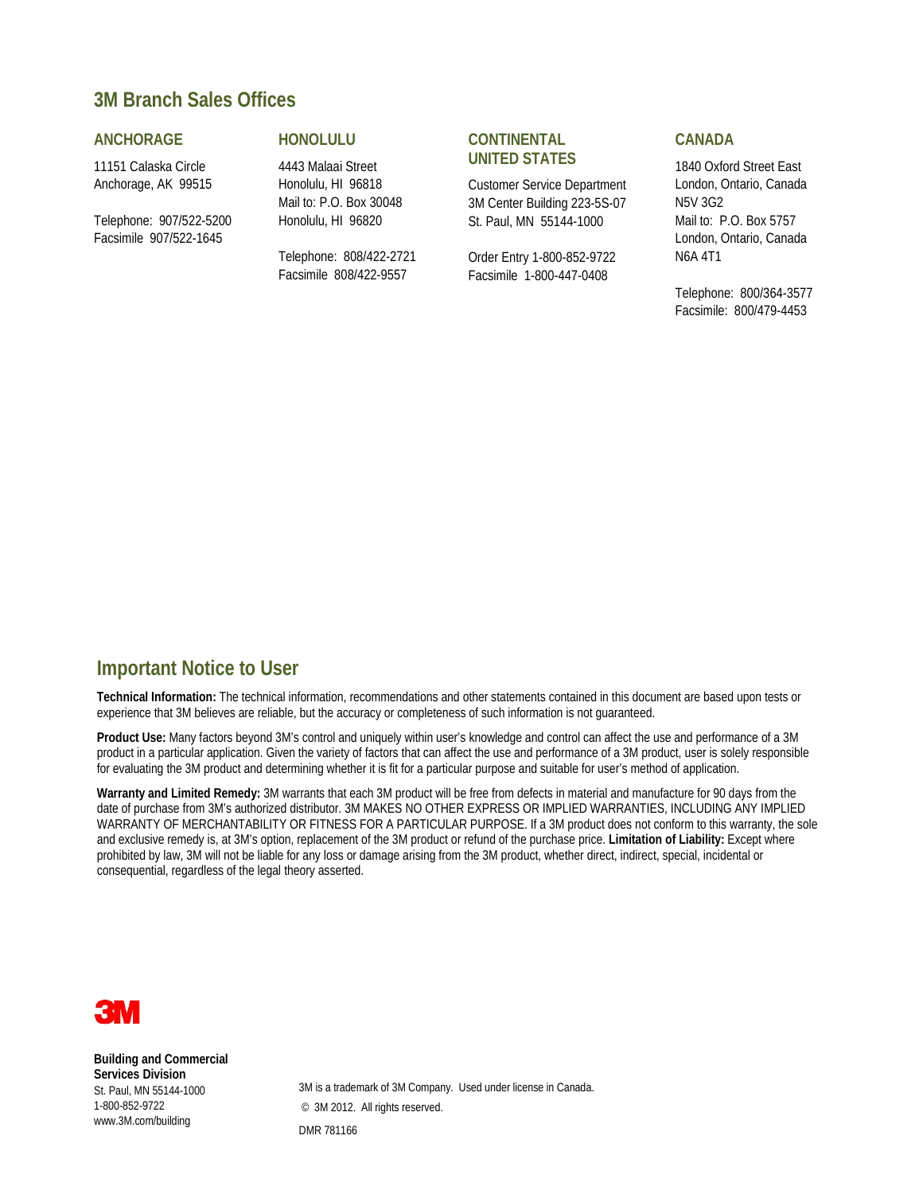## 3M Branch Sales Offices

### ANCHORAGE

11151 Calaska Circle
Anchorage, AK 99515

Telephone: 907/522-5200
Facsimile 907/522-1645

### HONOLULU

4443 Malaai Street
Honolulu, HI 96818
Mail to: P.O. Box 30048
Honolulu, HI 96820

Telephone: 808/422-2721
Facsimile 808/422-9557

### CONTINENTAL UNITED STATES

Customer Service Department
3M Center Building 223-5S-07
St. Paul, MN 55144-1000

Order Entry 1-800-852-9722
Facsimile 1-800-447-0408

### CANADA

1840 Oxford Street East
London, Ontario, Canada
N5V 3G2
Mail to: P.O. Box 5757
London, Ontario, Canada
N6A 4T1

Telephone: 800/364-3577
Facsimile: 800/479-4453

## Important Notice to User

**Technical Information:** The technical information, recommendations and other statements contained in this document are based upon tests or experience that 3M believes are reliable, but the accuracy or completeness of such information is not guaranteed.

**Product Use:** Many factors beyond 3M's control and uniquely within user's knowledge and control can affect the use and performance of a 3M product in a particular application. Given the variety of factors that can affect the use and performance of a 3M product, user is solely responsible for evaluating the 3M product and determining whether it is fit for a particular purpose and suitable for user's method of application.

**Warranty and Limited Remedy:** 3M warrants that each 3M product will be free from defects in material and manufacture for 90 days from the date of purchase from 3M's authorized distributor. 3M MAKES NO OTHER EXPRESS OR IMPLIED WARRANTIES, INCLUDING ANY IMPLIED WARRANTY OF MERCHANTABILITY OR FITNESS FOR A PARTICULAR PURPOSE. If a 3M product does not conform to this warranty, the sole and exclusive remedy is, at 3M's option, replacement of the 3M product or refund of the purchase price. **Limitation of Liability:** Except where prohibited by law, 3M will not be liable for any loss or damage arising from the 3M product, whether direct, indirect, special, incidental or consequential, regardless of the legal theory asserted.

3M

**Building and Commercial Services Division**
St. Paul, MN 55144-1000
1-800-852-9722
www.3M.com/building

3M is a trademark of 3M Company. Used under license in Canada.
© 3M 2012. All rights reserved.
DMR 781166